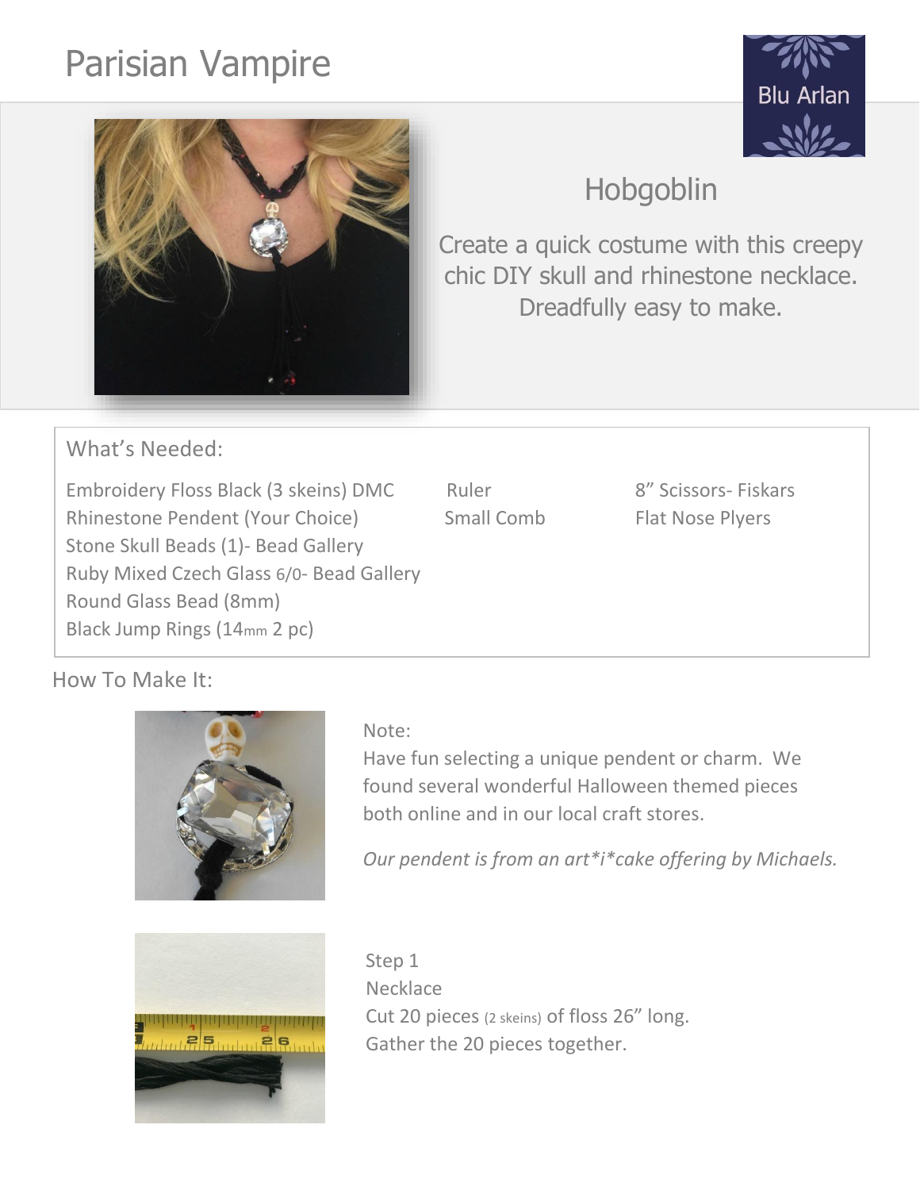# Parisian Vampire

Blu Arlan

## Hobgoblin

Create a quick costume with this creepy chic DIY skull and rhinestone necklace. Dreadfully easy to make.

### What's Needed:

Embroidery Floss Black (3 skeins) DMC
Rhinestone Pendent (Your Choice)
Stone Skull Beads (1)- Bead Gallery
Ruby Mixed Czech Glass 6/0- Bead Gallery
Round Glass Bead (8mm)
Black Jump Rings (14mm 2 pc)

Ruler
Small Comb

8" Scissors- Fiskars
Flat Nose Plyers

### How To Make It:

Note:
Have fun selecting a unique pendent or charm. We found several wonderful Halloween themed pieces both online and in our local craft stores.

*Our pendent is from an art*i*cake offering by Michaels.*

Step 1
Necklace
Cut 20 pieces (2 skeins) of floss 26" long.
Gather the 20 pieces together.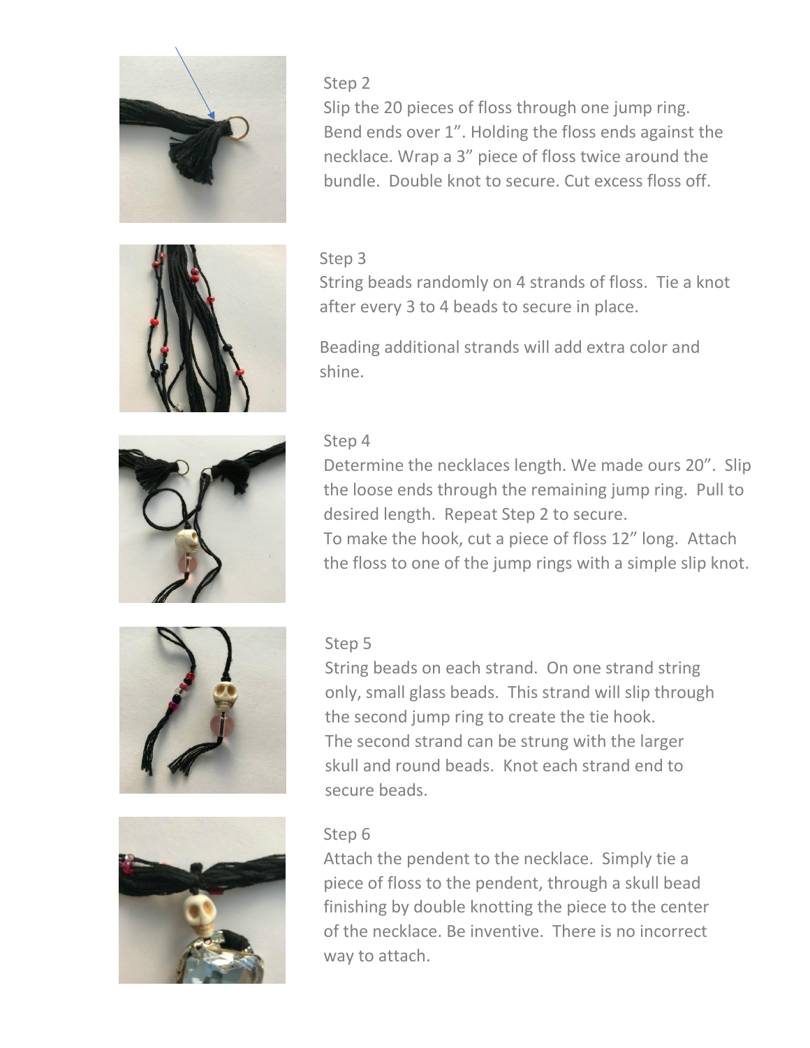## Step 2

Slip the 20 pieces of floss through one jump ring. Bend ends over 1". Holding the floss ends against the necklace. Wrap a 3" piece of floss twice around the bundle. Double knot to secure. Cut excess floss off.

## Step 3

String beads randomly on 4 strands of floss. Tie a knot after every 3 to 4 beads to secure in place.

Beading additional strands will add extra color and shine.

## Step 4

Determine the necklaces length. We made ours 20". Slip the loose ends through the remaining jump ring. Pull to desired length. Repeat Step 2 to secure.

To make the hook, cut a piece of floss 12" long. Attach the floss to one of the jump rings with a simple slip knot.

## Step 5

String beads on each strand. On one strand string only, small glass beads. This strand will slip through the second jump ring to create the tie hook.

The second strand can be strung with the larger skull and round beads. Knot each strand end to secure beads.

## Step 6

Attach the pendent to the necklace. Simply tie a piece of floss to the pendent, through a skull bead finishing by double knotting the piece to the center of the necklace. Be inventive. There is no incorrect way to attach.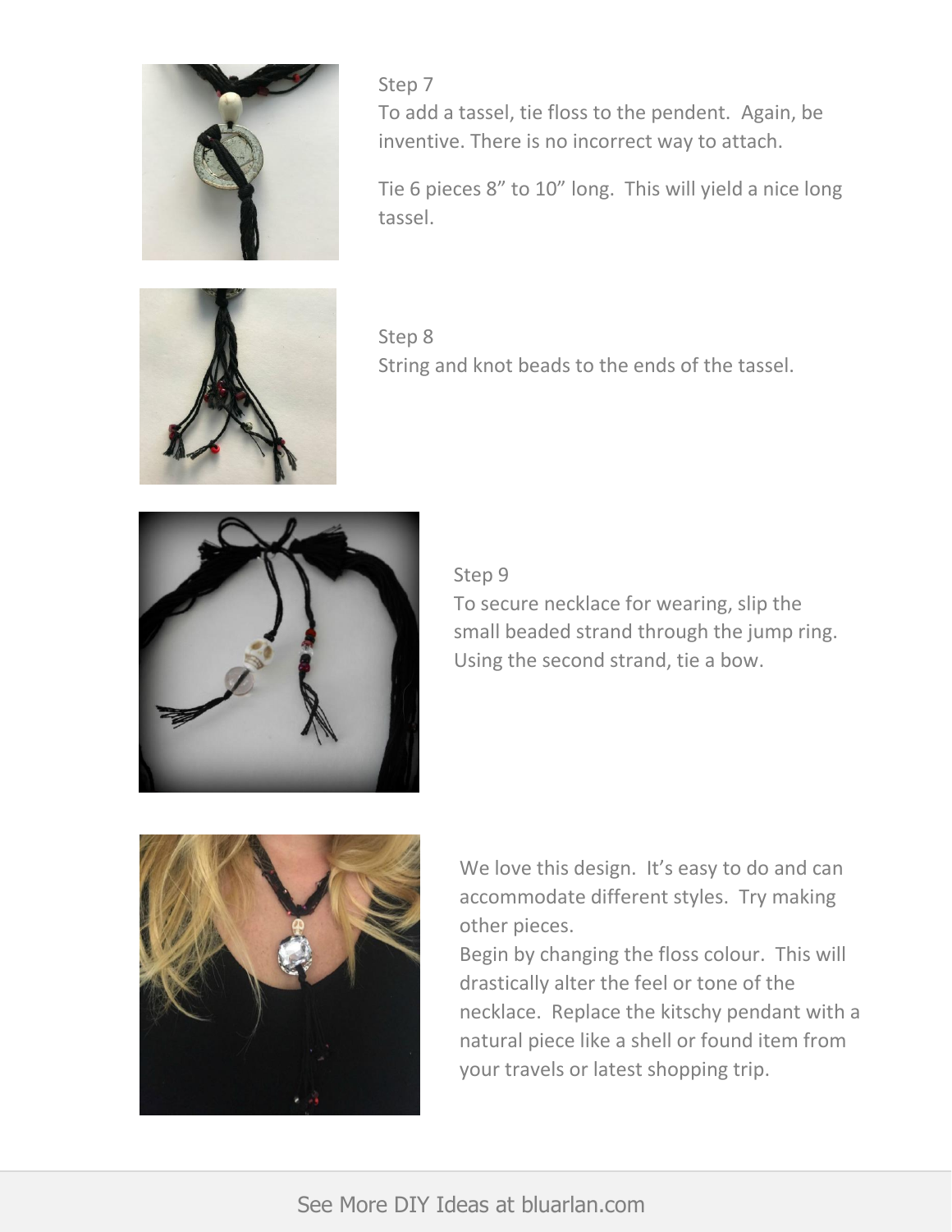Step 7

To add a tassel, tie floss to the pendent. Again, be inventive. There is no incorrect way to attach.

Tie 6 pieces 8" to 10" long. This will yield a nice long tassel.

Step 8

String and knot beads to the ends of the tassel.

Step 9

To secure necklace for wearing, slip the small beaded strand through the jump ring. Using the second strand, tie a bow.

We love this design. It's easy to do and can accommodate different styles. Try making other pieces.

Begin by changing the floss colour. This will drastically alter the feel or tone of the necklace. Replace the kitschy pendant with a natural piece like a shell or found item from your travels or latest shopping trip.

See More DIY Ideas at bluarlan.com